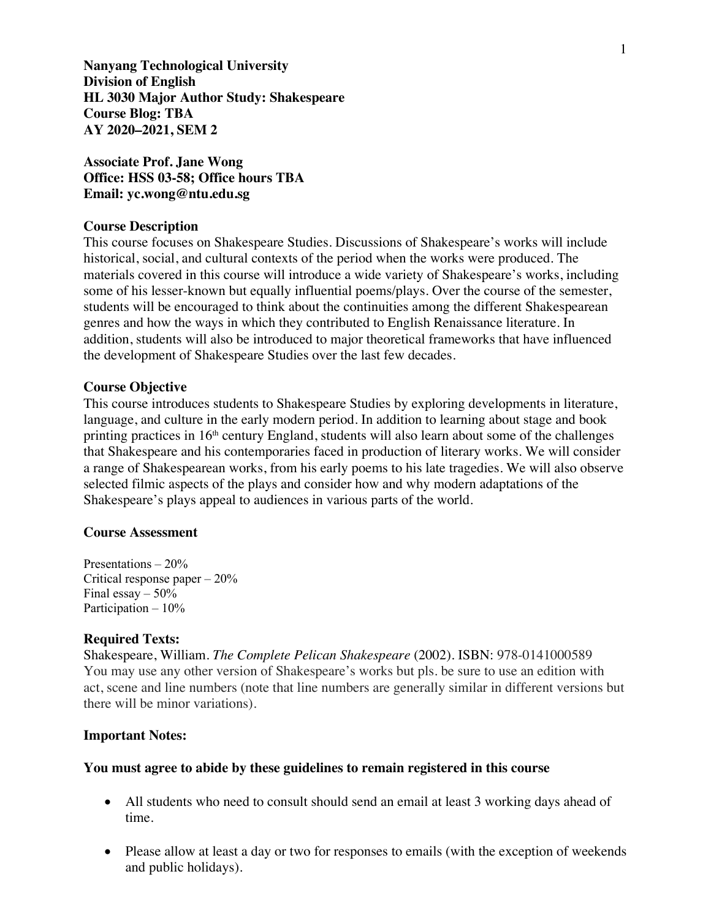**Nanyang Technological University**
**Division of English**
**HL 3030 Major Author Study: Shakespeare**
**Course Blog: TBA**
**AY 2020–2021, SEM 2**

**Associate Prof. Jane Wong**
**Office: HSS 03-58; Office hours TBA**
**Email: yc.wong@ntu.edu.sg**

## Course Description

This course focuses on Shakespeare Studies. Discussions of Shakespeare's works will include historical, social, and cultural contexts of the period when the works were produced. The materials covered in this course will introduce a wide variety of Shakespeare's works, including some of his lesser-known but equally influential poems/plays. Over the course of the semester, students will be encouraged to think about the continuities among the different Shakespearean genres and how the ways in which they contributed to English Renaissance literature. In addition, students will also be introduced to major theoretical frameworks that have influenced the development of Shakespeare Studies over the last few decades.

## Course Objective

This course introduces students to Shakespeare Studies by exploring developments in literature, language, and culture in the early modern period. In addition to learning about stage and book printing practices in 16th century England, students will also learn about some of the challenges that Shakespeare and his contemporaries faced in production of literary works. We will consider a range of Shakespearean works, from his early poems to his late tragedies. We will also observe selected filmic aspects of the plays and consider how and why modern adaptations of the Shakespeare's plays appeal to audiences in various parts of the world.

## Course Assessment

Presentations – 20%
Critical response paper – 20%
Final essay – 50%
Participation – 10%

## Required Texts:

Shakespeare, William. *The Complete Pelican Shakespeare* (2002). ISBN: 978-0141000589
You may use any other version of Shakespeare's works but pls. be sure to use an edition with act, scene and line numbers (note that line numbers are generally similar in different versions but there will be minor variations).

## Important Notes:

**You must agree to abide by these guidelines to remain registered in this course**

- All students who need to consult should send an email at least 3 working days ahead of time.
- Please allow at least a day or two for responses to emails (with the exception of weekends and public holidays).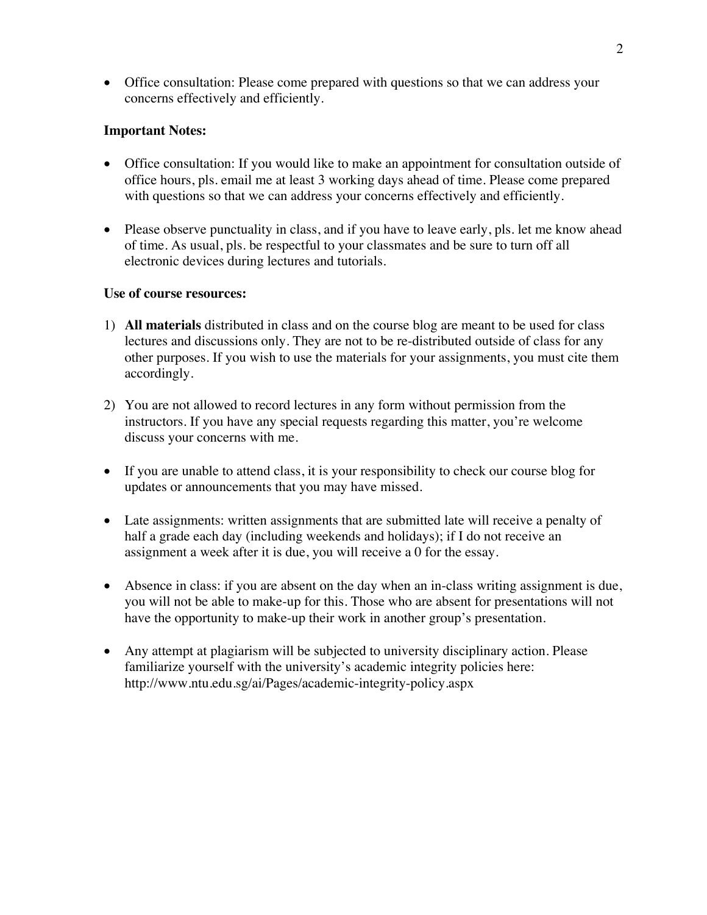- Office consultation: Please come prepared with questions so that we can address your concerns effectively and efficiently.

**Important Notes:**

- Office consultation: If you would like to make an appointment for consultation outside of office hours, pls. email me at least 3 working days ahead of time. Please come prepared with questions so that we can address your concerns effectively and efficiently.

- Please observe punctuality in class, and if you have to leave early, pls. let me know ahead of time. As usual, pls. be respectful to your classmates and be sure to turn off all electronic devices during lectures and tutorials.

**Use of course resources:**

1) **All materials** distributed in class and on the course blog are meant to be used for class lectures and discussions only. They are not to be re-distributed outside of class for any other purposes. If you wish to use the materials for your assignments, you must cite them accordingly.

2) You are not allowed to record lectures in any form without permission from the instructors. If you have any special requests regarding this matter, you're welcome discuss your concerns with me.

- If you are unable to attend class, it is your responsibility to check our course blog for updates or announcements that you may have missed.

- Late assignments: written assignments that are submitted late will receive a penalty of half a grade each day (including weekends and holidays); if I do not receive an assignment a week after it is due, you will receive a 0 for the essay.

- Absence in class: if you are absent on the day when an in-class writing assignment is due, you will not be able to make-up for this. Those who are absent for presentations will not have the opportunity to make-up their work in another group's presentation.

- Any attempt at plagiarism will be subjected to university disciplinary action. Please familiarize yourself with the university's academic integrity policies here: http://www.ntu.edu.sg/ai/Pages/academic-integrity-policy.aspx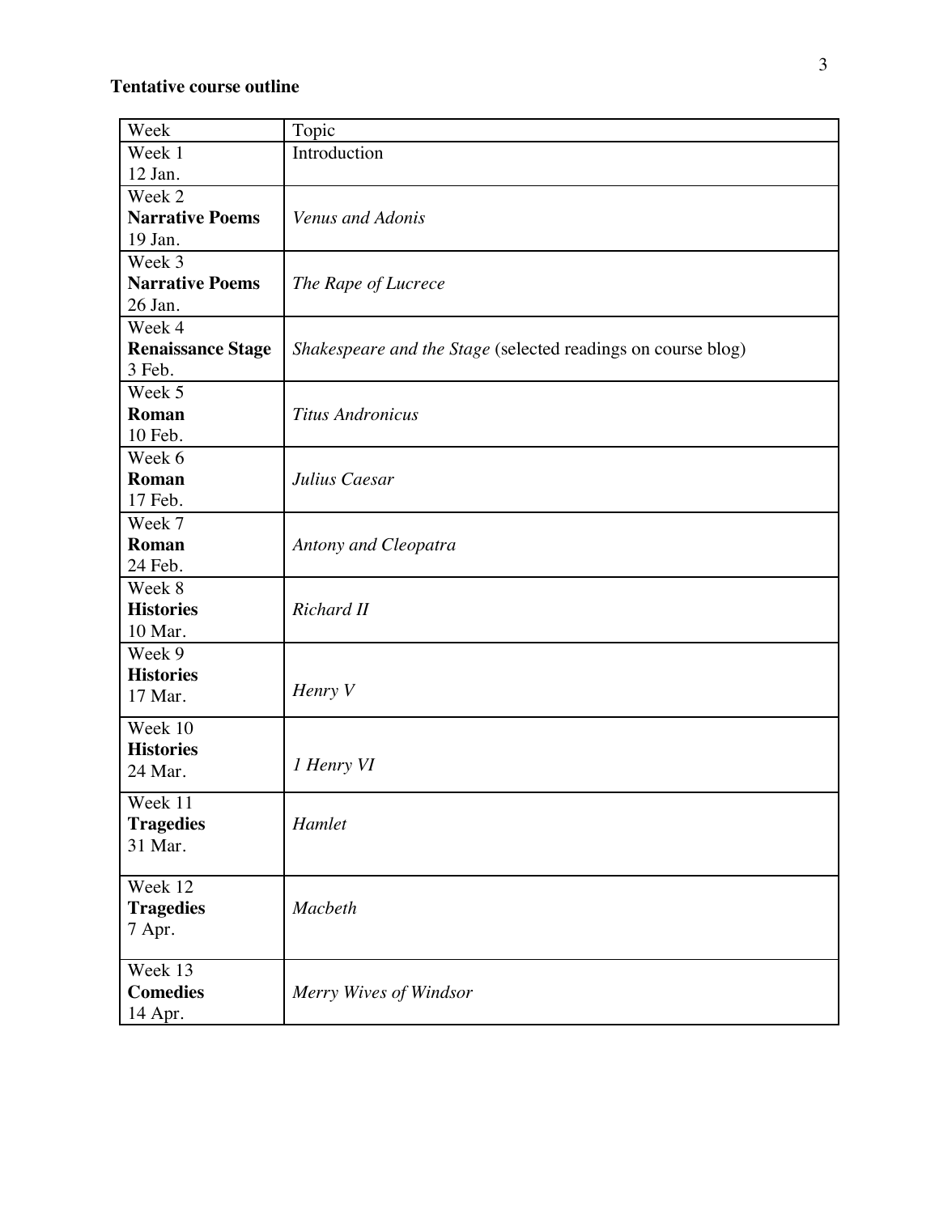**Tentative course outline**

| Week | Topic |
|---|---|
| Week 1<br>12 Jan. | Introduction |
| Week 2<br>**Narrative Poems**<br>19 Jan. | *Venus and Adonis* |
| Week 3<br>**Narrative Poems**<br>26 Jan. | *The Rape of Lucrece* |
| Week 4<br>**Renaissance Stage**<br>3 Feb. | *Shakespeare and the Stage* (selected readings on course blog) |
| Week 5<br>**Roman**<br>10 Feb. | *Titus Andronicus* |
| Week 6<br>**Roman**<br>17 Feb. | *Julius Caesar* |
| Week 7<br>**Roman**<br>24 Feb. | *Antony and Cleopatra* |
| Week 8<br>**Histories**<br>10 Mar. | *Richard II* |
| Week 9<br>**Histories**<br>17 Mar. | *Henry V* |
| Week 10<br>**Histories**<br>24 Mar. | *1 Henry VI* |
| Week 11<br>**Tragedies**<br>31 Mar. | *Hamlet* |
| Week 12<br>**Tragedies**<br>7 Apr. | *Macbeth* |
| Week 13<br>**Comedies**<br>14 Apr. | *Merry Wives of Windsor* |